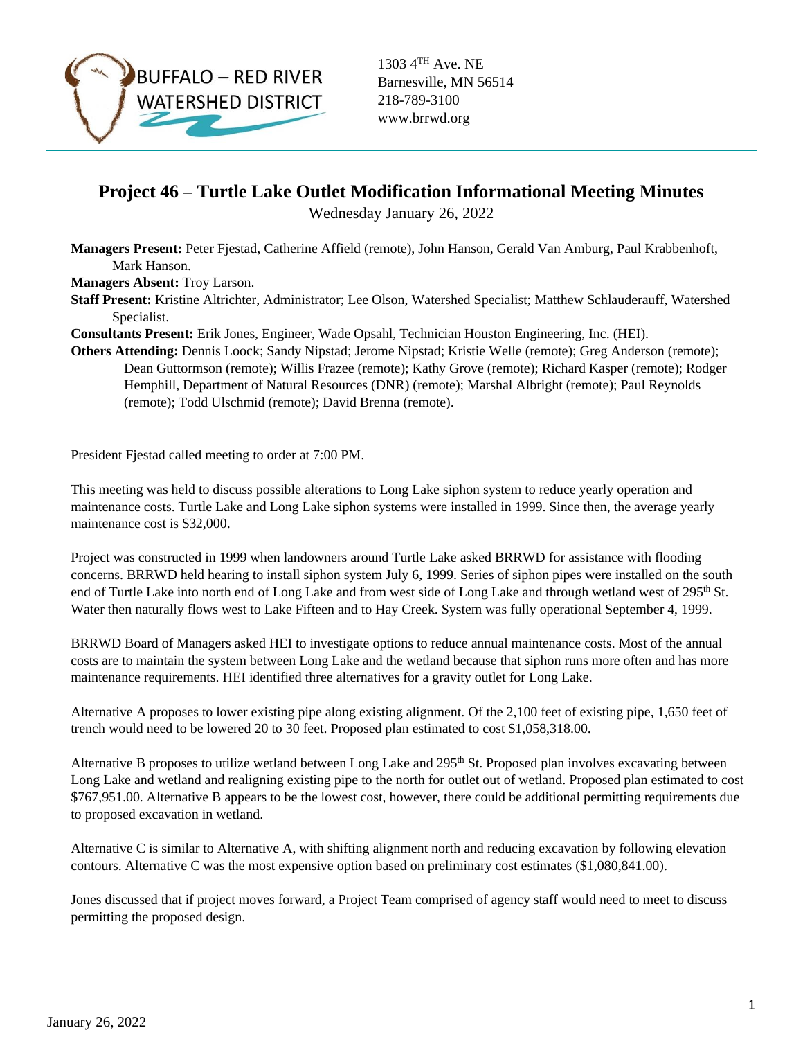BUFFALO – RED RIVER WATERSHED DISTRICT

1303 4TH Ave. NE
Barnesville, MN 56514
218-789-3100
www.brrwd.org

# Project 46 – Turtle Lake Outlet Modification Informational Meeting Minutes

Wednesday January 26, 2022

**Managers Present:** Peter Fjestad, Catherine Affield (remote), John Hanson, Gerald Van Amburg, Paul Krabbenhoft, Mark Hanson.
**Managers Absent:** Troy Larson.
**Staff Present:** Kristine Altrichter, Administrator; Lee Olson, Watershed Specialist; Matthew Schlauderauff, Watershed Specialist.
**Consultants Present:** Erik Jones, Engineer, Wade Opsahl, Technician Houston Engineering, Inc. (HEI).
**Others Attending:** Dennis Loock; Sandy Nipstad; Jerome Nipstad; Kristie Welle (remote); Greg Anderson (remote); Dean Guttormson (remote); Willis Frazee (remote); Kathy Grove (remote); Richard Kasper (remote); Rodger Hemphill, Department of Natural Resources (DNR) (remote); Marshal Albright (remote); Paul Reynolds (remote); Todd Ulschmid (remote); David Brenna (remote).

President Fjestad called meeting to order at 7:00 PM.

This meeting was held to discuss possible alterations to Long Lake siphon system to reduce yearly operation and maintenance costs. Turtle Lake and Long Lake siphon systems were installed in 1999. Since then, the average yearly maintenance cost is $32,000.

Project was constructed in 1999 when landowners around Turtle Lake asked BRRWD for assistance with flooding concerns. BRRWD held hearing to install siphon system July 6, 1999. Series of siphon pipes were installed on the south end of Turtle Lake into north end of Long Lake and from west side of Long Lake and through wetland west of 295th St. Water then naturally flows west to Lake Fifteen and to Hay Creek. System was fully operational September 4, 1999.

BRRWD Board of Managers asked HEI to investigate options to reduce annual maintenance costs. Most of the annual costs are to maintain the system between Long Lake and the wetland because that siphon runs more often and has more maintenance requirements. HEI identified three alternatives for a gravity outlet for Long Lake.

Alternative A proposes to lower existing pipe along existing alignment. Of the 2,100 feet of existing pipe, 1,650 feet of trench would need to be lowered 20 to 30 feet. Proposed plan estimated to cost $1,058,318.00.

Alternative B proposes to utilize wetland between Long Lake and 295th St. Proposed plan involves excavating between Long Lake and wetland and realigning existing pipe to the north for outlet out of wetland. Proposed plan estimated to cost $767,951.00. Alternative B appears to be the lowest cost, however, there could be additional permitting requirements due to proposed excavation in wetland.

Alternative C is similar to Alternative A, with shifting alignment north and reducing excavation by following elevation contours. Alternative C was the most expensive option based on preliminary cost estimates ($1,080,841.00).

Jones discussed that if project moves forward, a Project Team comprised of agency staff would need to meet to discuss permitting the proposed design.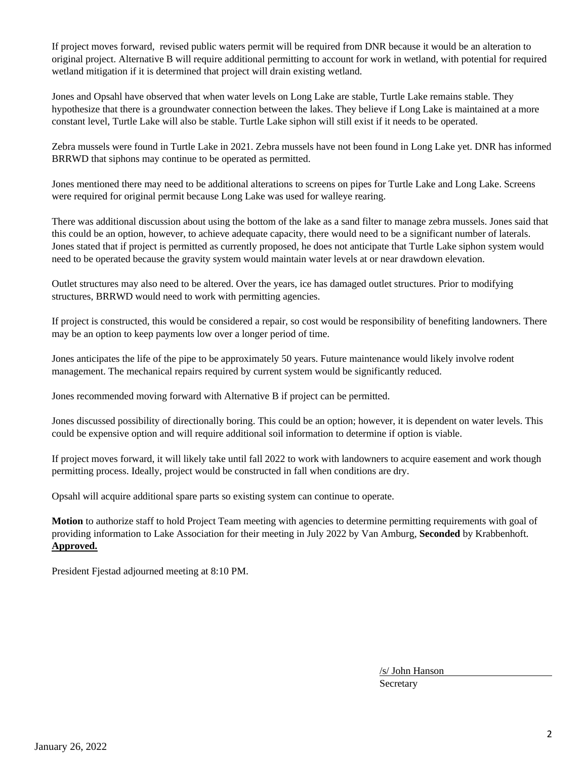If project moves forward, revised public waters permit will be required from DNR because it would be an alteration to original project. Alternative B will require additional permitting to account for work in wetland, with potential for required wetland mitigation if it is determined that project will drain existing wetland.

Jones and Opsahl have observed that when water levels on Long Lake are stable, Turtle Lake remains stable. They hypothesize that there is a groundwater connection between the lakes. They believe if Long Lake is maintained at a more constant level, Turtle Lake will also be stable. Turtle Lake siphon will still exist if it needs to be operated.

Zebra mussels were found in Turtle Lake in 2021. Zebra mussels have not been found in Long Lake yet. DNR has informed BRRWD that siphons may continue to be operated as permitted.

Jones mentioned there may need to be additional alterations to screens on pipes for Turtle Lake and Long Lake. Screens were required for original permit because Long Lake was used for walleye rearing.

There was additional discussion about using the bottom of the lake as a sand filter to manage zebra mussels. Jones said that this could be an option, however, to achieve adequate capacity, there would need to be a significant number of laterals. Jones stated that if project is permitted as currently proposed, he does not anticipate that Turtle Lake siphon system would need to be operated because the gravity system would maintain water levels at or near drawdown elevation.

Outlet structures may also need to be altered. Over the years, ice has damaged outlet structures. Prior to modifying structures, BRRWD would need to work with permitting agencies.

If project is constructed, this would be considered a repair, so cost would be responsibility of benefiting landowners. There may be an option to keep payments low over a longer period of time.

Jones anticipates the life of the pipe to be approximately 50 years. Future maintenance would likely involve rodent management. The mechanical repairs required by current system would be significantly reduced.

Jones recommended moving forward with Alternative B if project can be permitted.

Jones discussed possibility of directionally boring. This could be an option; however, it is dependent on water levels. This could be expensive option and will require additional soil information to determine if option is viable.

If project moves forward, it will likely take until fall 2022 to work with landowners to acquire easement and work though permitting process. Ideally, project would be constructed in fall when conditions are dry.

Opsahl will acquire additional spare parts so existing system can continue to operate.

**Motion** to authorize staff to hold Project Team meeting with agencies to determine permitting requirements with goal of providing information to Lake Association for their meeting in July 2022 by Van Amburg, **Seconded** by Krabbenhoft. **Approved.**

President Fjestad adjourned meeting at 8:10 PM.

/s/ John Hanson
Secretary

January 26, 2022